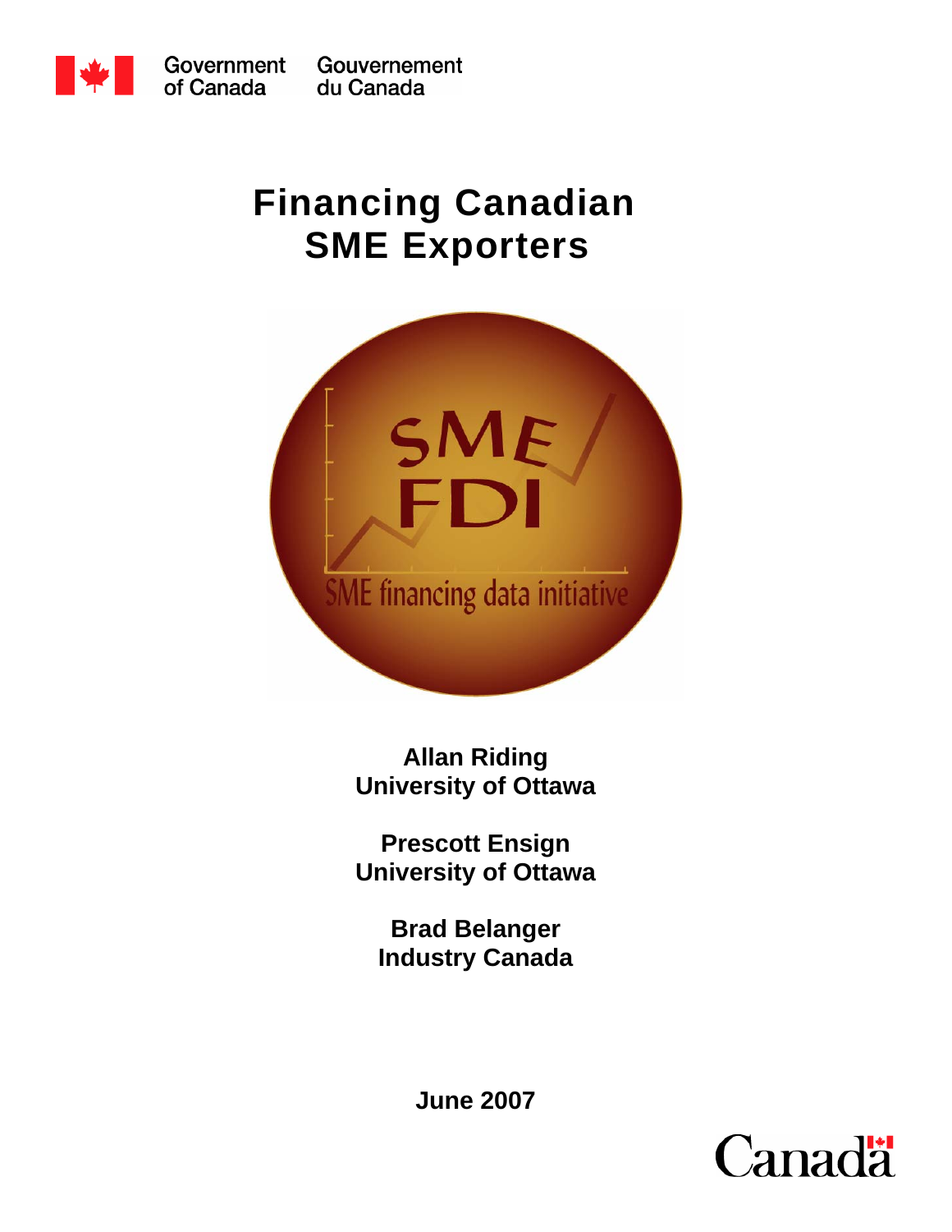Government of Canada Gouvernement du Canada

# Financing Canadian SME Exporters

SME FDI

SME financing data initiative

**Allan Riding**
**University of Ottawa**

**Prescott Ensign**
**University of Ottawa**

**Brad Belanger**
**Industry Canada**

**June 2007**

Canada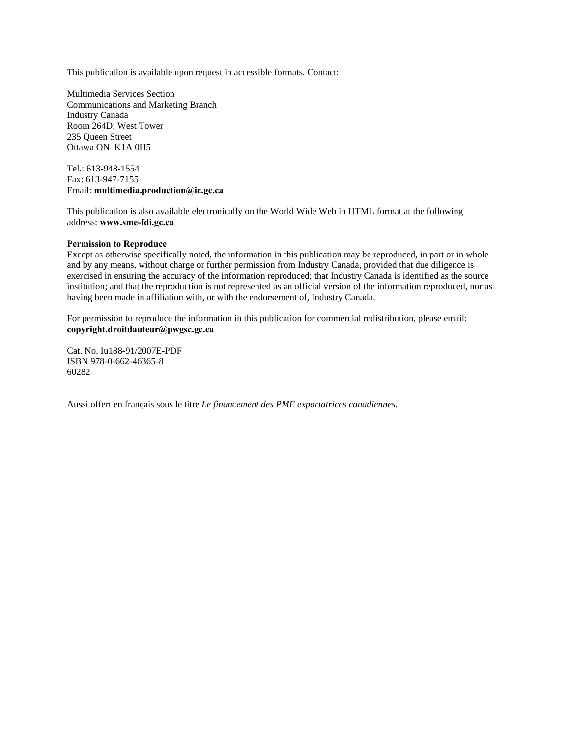This publication is available upon request in accessible formats. Contact:

Multimedia Services Section
Communications and Marketing Branch
Industry Canada
Room 264D, West Tower
235 Queen Street
Ottawa ON K1A 0H5

Tel.: 613-948-1554
Fax: 613-947-7155
Email: **multimedia.production@ic.gc.ca**

This publication is also available electronically on the World Wide Web in HTML format at the following address: **www.sme-fdi.gc.ca**

**Permission to Reproduce**
Except as otherwise specifically noted, the information in this publication may be reproduced, in part or in whole and by any means, without charge or further permission from Industry Canada, provided that due diligence is exercised in ensuring the accuracy of the information reproduced; that Industry Canada is identified as the source institution; and that the reproduction is not represented as an official version of the information reproduced, nor as having been made in affiliation with, or with the endorsement of, Industry Canada.

For permission to reproduce the information in this publication for commercial redistribution, please email: **copyright.droitdauteur@pwgsc.gc.ca**

Cat. No. Iu188-91/2007E-PDF
ISBN 978-0-662-46365-8
60282

Aussi offert en français sous le titre *Le financement des PME exportatrices canadiennes*.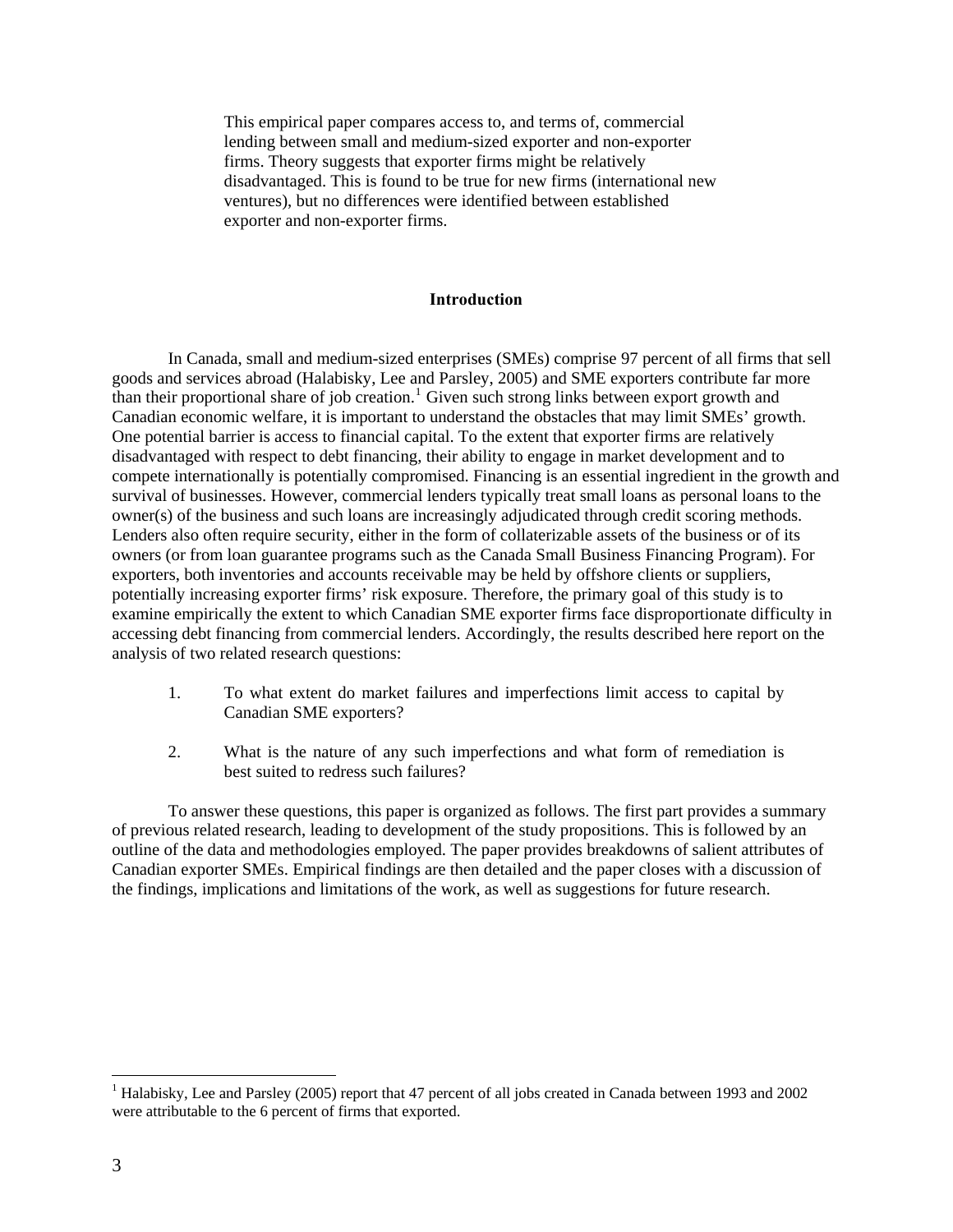This empirical paper compares access to, and terms of, commercial lending between small and medium-sized exporter and non-exporter firms. Theory suggests that exporter firms might be relatively disadvantaged. This is found to be true for new firms (international new ventures), but no differences were identified between established exporter and non-exporter firms.

## Introduction

In Canada, small and medium-sized enterprises (SMEs) comprise 97 percent of all firms that sell goods and services abroad (Halabisky, Lee and Parsley, 2005) and SME exporters contribute far more than their proportional share of job creation.[1] Given such strong links between export growth and Canadian economic welfare, it is important to understand the obstacles that may limit SMEs' growth. One potential barrier is access to financial capital. To the extent that exporter firms are relatively disadvantaged with respect to debt financing, their ability to engage in market development and to compete internationally is potentially compromised. Financing is an essential ingredient in the growth and survival of businesses. However, commercial lenders typically treat small loans as personal loans to the owner(s) of the business and such loans are increasingly adjudicated through credit scoring methods. Lenders also often require security, either in the form of collaterizable assets of the business or of its owners (or from loan guarantee programs such as the Canada Small Business Financing Program). For exporters, both inventories and accounts receivable may be held by offshore clients or suppliers, potentially increasing exporter firms' risk exposure. Therefore, the primary goal of this study is to examine empirically the extent to which Canadian SME exporter firms face disproportionate difficulty in accessing debt financing from commercial lenders. Accordingly, the results described here report on the analysis of two related research questions:

1. To what extent do market failures and imperfections limit access to capital by Canadian SME exporters?

2. What is the nature of any such imperfections and what form of remediation is best suited to redress such failures?

To answer these questions, this paper is organized as follows. The first part provides a summary of previous related research, leading to development of the study propositions. This is followed by an outline of the data and methodologies employed. The paper provides breakdowns of salient attributes of Canadian exporter SMEs. Empirical findings are then detailed and the paper closes with a discussion of the findings, implications and limitations of the work, as well as suggestions for future research.

---

[1] Halabisky, Lee and Parsley (2005) report that 47 percent of all jobs created in Canada between 1993 and 2002 were attributable to the 6 percent of firms that exported.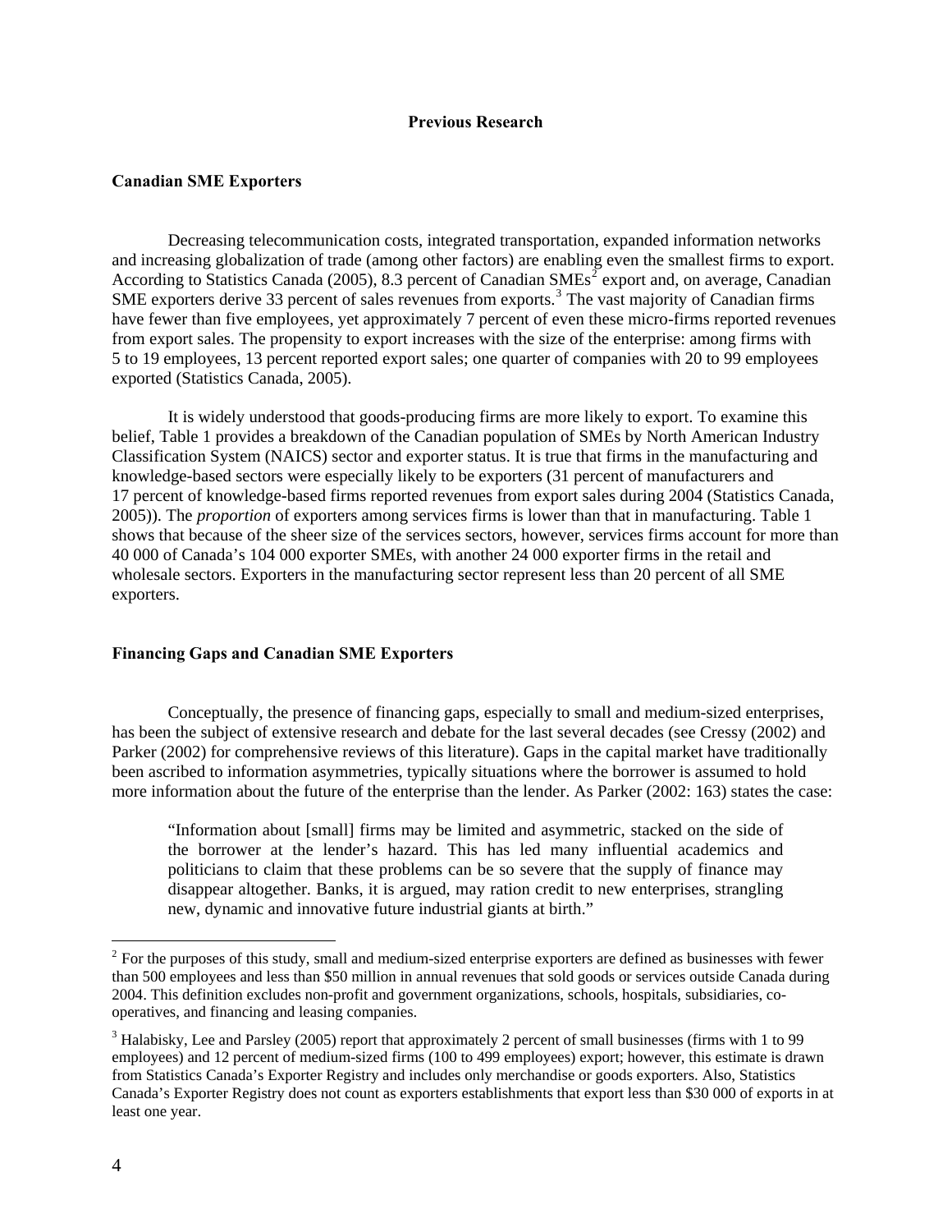## Previous Research

### Canadian SME Exporters

Decreasing telecommunication costs, integrated transportation, expanded information networks and increasing globalization of trade (among other factors) are enabling even the smallest firms to export. According to Statistics Canada (2005), 8.3 percent of Canadian SMEs[2] export and, on average, Canadian SME exporters derive 33 percent of sales revenues from exports.[3] The vast majority of Canadian firms have fewer than five employees, yet approximately 7 percent of even these micro-firms reported revenues from export sales. The propensity to export increases with the size of the enterprise: among firms with 5 to 19 employees, 13 percent reported export sales; one quarter of companies with 20 to 99 employees exported (Statistics Canada, 2005).

It is widely understood that goods-producing firms are more likely to export. To examine this belief, Table 1 provides a breakdown of the Canadian population of SMEs by North American Industry Classification System (NAICS) sector and exporter status. It is true that firms in the manufacturing and knowledge-based sectors were especially likely to be exporters (31 percent of manufacturers and 17 percent of knowledge-based firms reported revenues from export sales during 2004 (Statistics Canada, 2005)). The *proportion* of exporters among services firms is lower than that in manufacturing. Table 1 shows that because of the sheer size of the services sectors, however, services firms account for more than 40 000 of Canada's 104 000 exporter SMEs, with another 24 000 exporter firms in the retail and wholesale sectors. Exporters in the manufacturing sector represent less than 20 percent of all SME exporters.

### Financing Gaps and Canadian SME Exporters

Conceptually, the presence of financing gaps, especially to small and medium-sized enterprises, has been the subject of extensive research and debate for the last several decades (see Cressy (2002) and Parker (2002) for comprehensive reviews of this literature). Gaps in the capital market have traditionally been ascribed to information asymmetries, typically situations where the borrower is assumed to hold more information about the future of the enterprise than the lender. As Parker (2002: 163) states the case:

> "Information about [small] firms may be limited and asymmetric, stacked on the side of the borrower at the lender's hazard. This has led many influential academics and politicians to claim that these problems can be so severe that the supply of finance may disappear altogether. Banks, it is argued, may ration credit to new enterprises, strangling new, dynamic and innovative future industrial giants at birth."

---

[2] For the purposes of this study, small and medium-sized enterprise exporters are defined as businesses with fewer than 500 employees and less than $50 million in annual revenues that sold goods or services outside Canada during 2004. This definition excludes non-profit and government organizations, schools, hospitals, subsidiaries, co-operatives, and financing and leasing companies.

[3] Halabisky, Lee and Parsley (2005) report that approximately 2 percent of small businesses (firms with 1 to 99 employees) and 12 percent of medium-sized firms (100 to 499 employees) export; however, this estimate is drawn from Statistics Canada's Exporter Registry and includes only merchandise or goods exporters. Also, Statistics Canada's Exporter Registry does not count as exporters establishments that export less than $30 000 of exports in at least one year.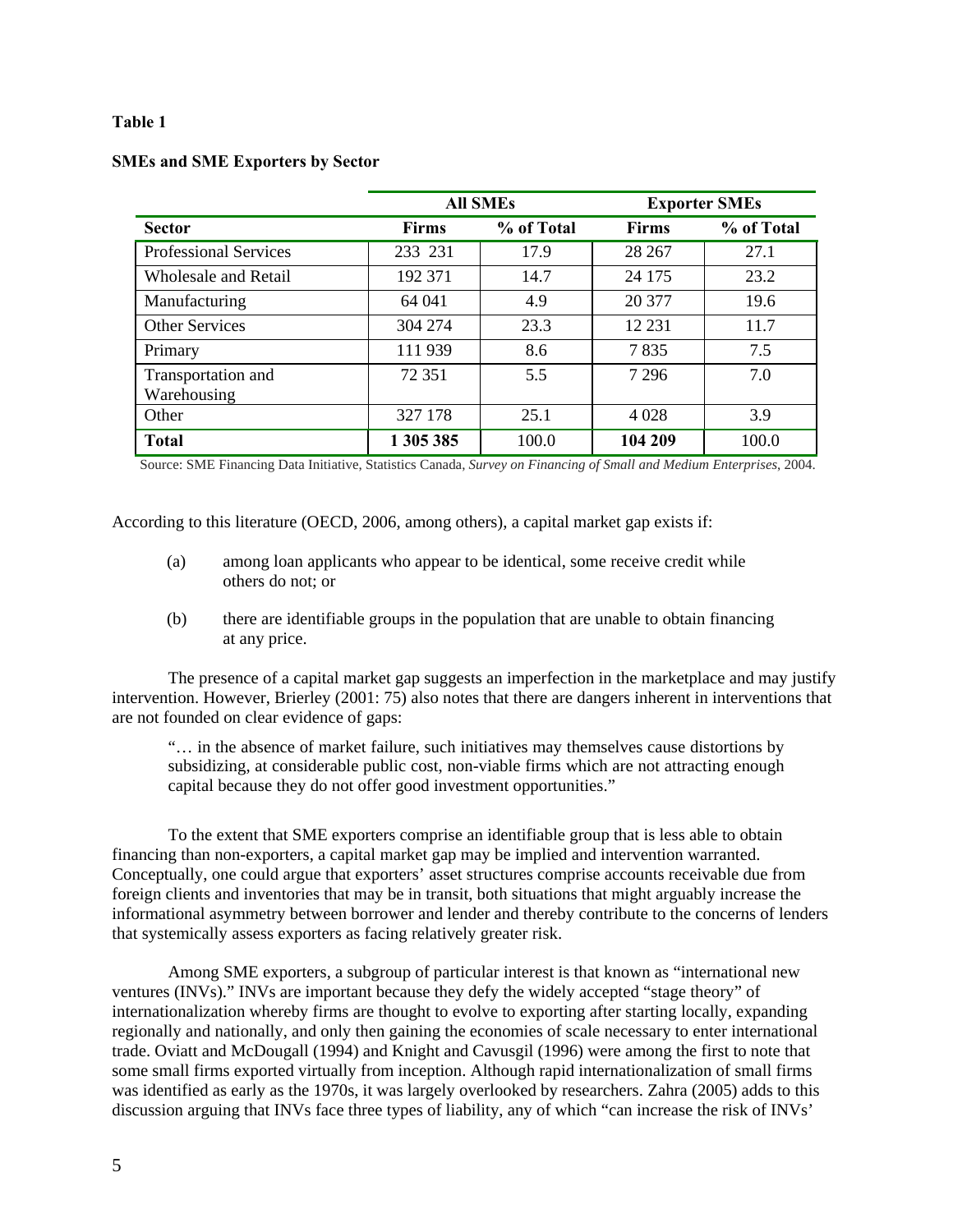**Table 1**

**SMEs and SME Exporters by Sector**

| | All SMEs | | Exporter SMEs | |
|---|---|---|---|---|
| **Sector** | **Firms** | **% of Total** | **Firms** | **% of Total** |
| Professional Services | 233 231 | 17.9 | 28 267 | 27.1 |
| Wholesale and Retail | 192 371 | 14.7 | 24 175 | 23.2 |
| Manufacturing | 64 041 | 4.9 | 20 377 | 19.6 |
| Other Services | 304 274 | 23.3 | 12 231 | 11.7 |
| Primary | 111 939 | 8.6 | 7 835 | 7.5 |
| Transportation and Warehousing | 72 351 | 5.5 | 7 296 | 7.0 |
| Other | 327 178 | 25.1 | 4 028 | 3.9 |
| **Total** | **1 305 385** | 100.0 | **104 209** | 100.0 |

Source: SME Financing Data Initiative, Statistics Canada, *Survey on Financing of Small and Medium Enterprises*, 2004.

According to this literature (OECD, 2006, among others), a capital market gap exists if:

(a) among loan applicants who appear to be identical, some receive credit while others do not; or

(b) there are identifiable groups in the population that are unable to obtain financing at any price.

The presence of a capital market gap suggests an imperfection in the marketplace and may justify intervention. However, Brierley (2001: 75) also notes that there are dangers inherent in interventions that are not founded on clear evidence of gaps:

> "… in the absence of market failure, such initiatives may themselves cause distortions by subsidizing, at considerable public cost, non-viable firms which are not attracting enough capital because they do not offer good investment opportunities."

To the extent that SME exporters comprise an identifiable group that is less able to obtain financing than non-exporters, a capital market gap may be implied and intervention warranted. Conceptually, one could argue that exporters' asset structures comprise accounts receivable due from foreign clients and inventories that may be in transit, both situations that might arguably increase the informational asymmetry between borrower and lender and thereby contribute to the concerns of lenders that systemically assess exporters as facing relatively greater risk.

Among SME exporters, a subgroup of particular interest is that known as "international new ventures (INVs)." INVs are important because they defy the widely accepted "stage theory" of internationalization whereby firms are thought to evolve to exporting after starting locally, expanding regionally and nationally, and only then gaining the economies of scale necessary to enter international trade. Oviatt and McDougall (1994) and Knight and Cavusgil (1996) were among the first to note that some small firms exported virtually from inception. Although rapid internationalization of small firms was identified as early as the 1970s, it was largely overlooked by researchers. Zahra (2005) adds to this discussion arguing that INVs face three types of liability, any of which "can increase the risk of INVs'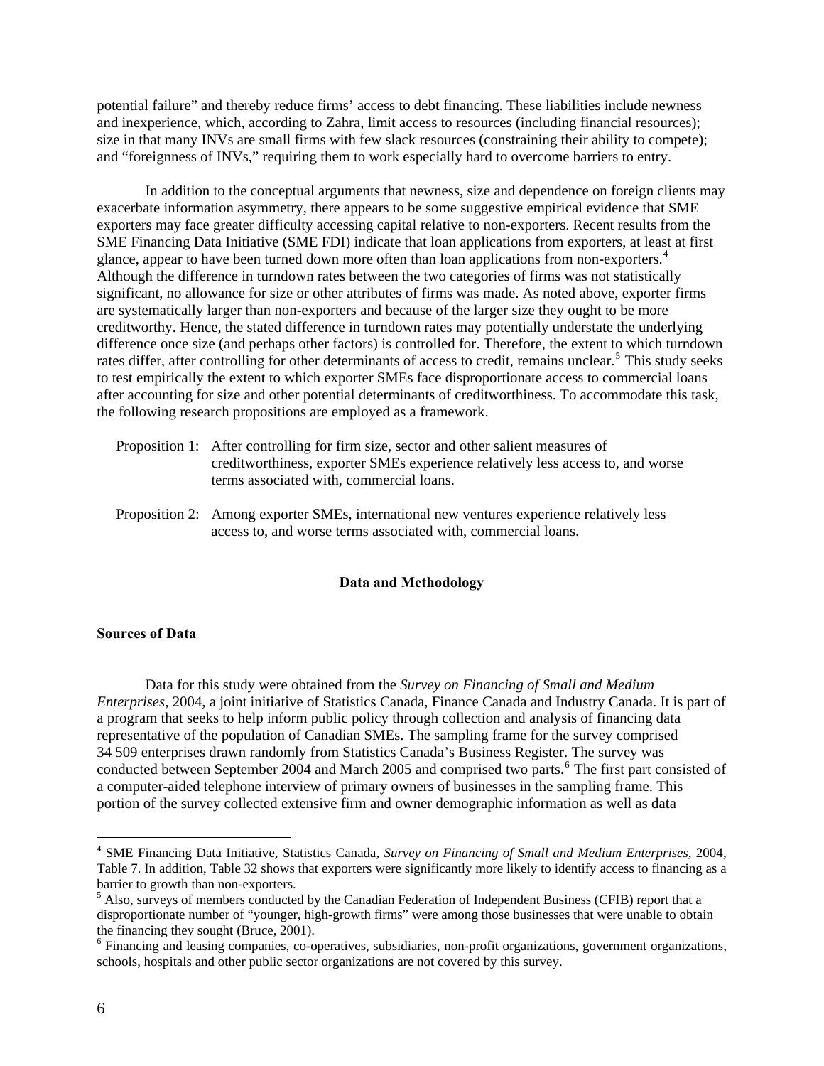potential failure" and thereby reduce firms' access to debt financing. These liabilities include newness and inexperience, which, according to Zahra, limit access to resources (including financial resources); size in that many INVs are small firms with few slack resources (constraining their ability to compete); and "foreignness of INVs," requiring them to work especially hard to overcome barriers to entry.

In addition to the conceptual arguments that newness, size and dependence on foreign clients may exacerbate information asymmetry, there appears to be some suggestive empirical evidence that SME exporters may face greater difficulty accessing capital relative to non-exporters. Recent results from the SME Financing Data Initiative (SME FDI) indicate that loan applications from exporters, at least at first glance, appear to have been turned down more often than loan applications from non-exporters.[4] Although the difference in turndown rates between the two categories of firms was not statistically significant, no allowance for size or other attributes of firms was made. As noted above, exporter firms are systematically larger than non-exporters and because of the larger size they ought to be more creditworthy. Hence, the stated difference in turndown rates may potentially understate the underlying difference once size (and perhaps other factors) is controlled for. Therefore, the extent to which turndown rates differ, after controlling for other determinants of access to credit, remains unclear.[5] This study seeks to test empirically the extent to which exporter SMEs face disproportionate access to commercial loans after accounting for size and other potential determinants of creditworthiness. To accommodate this task, the following research propositions are employed as a framework.

Proposition 1: After controlling for firm size, sector and other salient measures of creditworthiness, exporter SMEs experience relatively less access to, and worse terms associated with, commercial loans.

Proposition 2: Among exporter SMEs, international new ventures experience relatively less access to, and worse terms associated with, commercial loans.

## Data and Methodology

### Sources of Data

Data for this study were obtained from the *Survey on Financing of Small and Medium Enterprises*, 2004, a joint initiative of Statistics Canada, Finance Canada and Industry Canada. It is part of a program that seeks to help inform public policy through collection and analysis of financing data representative of the population of Canadian SMEs. The sampling frame for the survey comprised 34 509 enterprises drawn randomly from Statistics Canada's Business Register. The survey was conducted between September 2004 and March 2005 and comprised two parts.[6] The first part consisted of a computer-aided telephone interview of primary owners of businesses in the sampling frame. This portion of the survey collected extensive firm and owner demographic information as well as data

---

[4] SME Financing Data Initiative, Statistics Canada, *Survey on Financing of Small and Medium Enterprises*, 2004, Table 7. In addition, Table 32 shows that exporters were significantly more likely to identify access to financing as a barrier to growth than non-exporters.

[5] Also, surveys of members conducted by the Canadian Federation of Independent Business (CFIB) report that a disproportionate number of "younger, high-growth firms" were among those businesses that were unable to obtain the financing they sought (Bruce, 2001).

[6] Financing and leasing companies, co-operatives, subsidiaries, non-profit organizations, government organizations, schools, hospitals and other public sector organizations are not covered by this survey.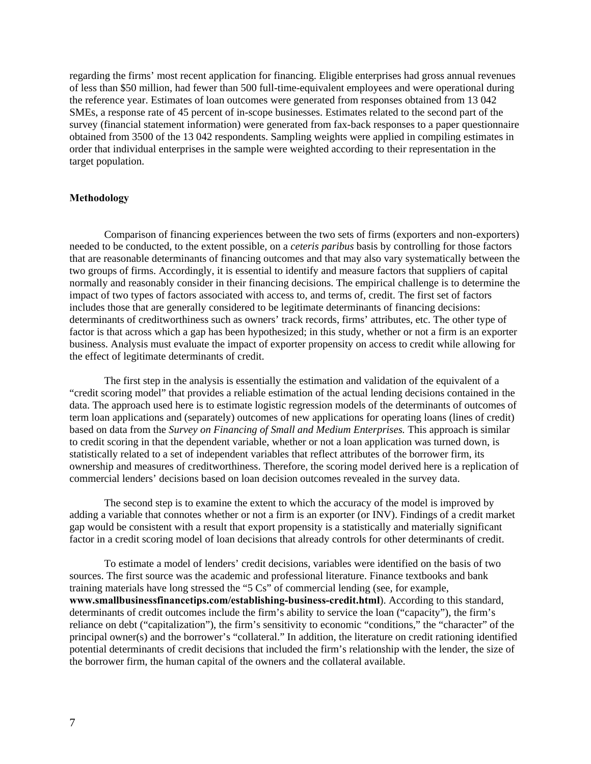regarding the firms' most recent application for financing. Eligible enterprises had gross annual revenues of less than $50 million, had fewer than 500 full-time-equivalent employees and were operational during the reference year. Estimates of loan outcomes were generated from responses obtained from 13 042 SMEs, a response rate of 45 percent of in-scope businesses. Estimates related to the second part of the survey (financial statement information) were generated from fax-back responses to a paper questionnaire obtained from 3500 of the 13 042 respondents. Sampling weights were applied in compiling estimates in order that individual enterprises in the sample were weighted according to their representation in the target population.

## Methodology

Comparison of financing experiences between the two sets of firms (exporters and non-exporters) needed to be conducted, to the extent possible, on a *ceteris paribus* basis by controlling for those factors that are reasonable determinants of financing outcomes and that may also vary systematically between the two groups of firms. Accordingly, it is essential to identify and measure factors that suppliers of capital normally and reasonably consider in their financing decisions. The empirical challenge is to determine the impact of two types of factors associated with access to, and terms of, credit. The first set of factors includes those that are generally considered to be legitimate determinants of financing decisions: determinants of creditworthiness such as owners' track records, firms' attributes, etc. The other type of factor is that across which a gap has been hypothesized; in this study, whether or not a firm is an exporter business. Analysis must evaluate the impact of exporter propensity on access to credit while allowing for the effect of legitimate determinants of credit.

The first step in the analysis is essentially the estimation and validation of the equivalent of a "credit scoring model" that provides a reliable estimation of the actual lending decisions contained in the data. The approach used here is to estimate logistic regression models of the determinants of outcomes of term loan applications and (separately) outcomes of new applications for operating loans (lines of credit) based on data from the *Survey on Financing of Small and Medium Enterprises.* This approach is similar to credit scoring in that the dependent variable, whether or not a loan application was turned down, is statistically related to a set of independent variables that reflect attributes of the borrower firm, its ownership and measures of creditworthiness. Therefore, the scoring model derived here is a replication of commercial lenders' decisions based on loan decision outcomes revealed in the survey data.

The second step is to examine the extent to which the accuracy of the model is improved by adding a variable that connotes whether or not a firm is an exporter (or INV). Findings of a credit market gap would be consistent with a result that export propensity is a statistically and materially significant factor in a credit scoring model of loan decisions that already controls for other determinants of credit.

To estimate a model of lenders' credit decisions, variables were identified on the basis of two sources. The first source was the academic and professional literature. Finance textbooks and bank training materials have long stressed the "5 Cs" of commercial lending (see, for example, **www.smallbusinessfinancetips.com/establishing-business-credit.html**). According to this standard, determinants of credit outcomes include the firm's ability to service the loan ("capacity"), the firm's reliance on debt ("capitalization"), the firm's sensitivity to economic "conditions," the "character" of the principal owner(s) and the borrower's "collateral." In addition, the literature on credit rationing identified potential determinants of credit decisions that included the firm's relationship with the lender, the size of the borrower firm, the human capital of the owners and the collateral available.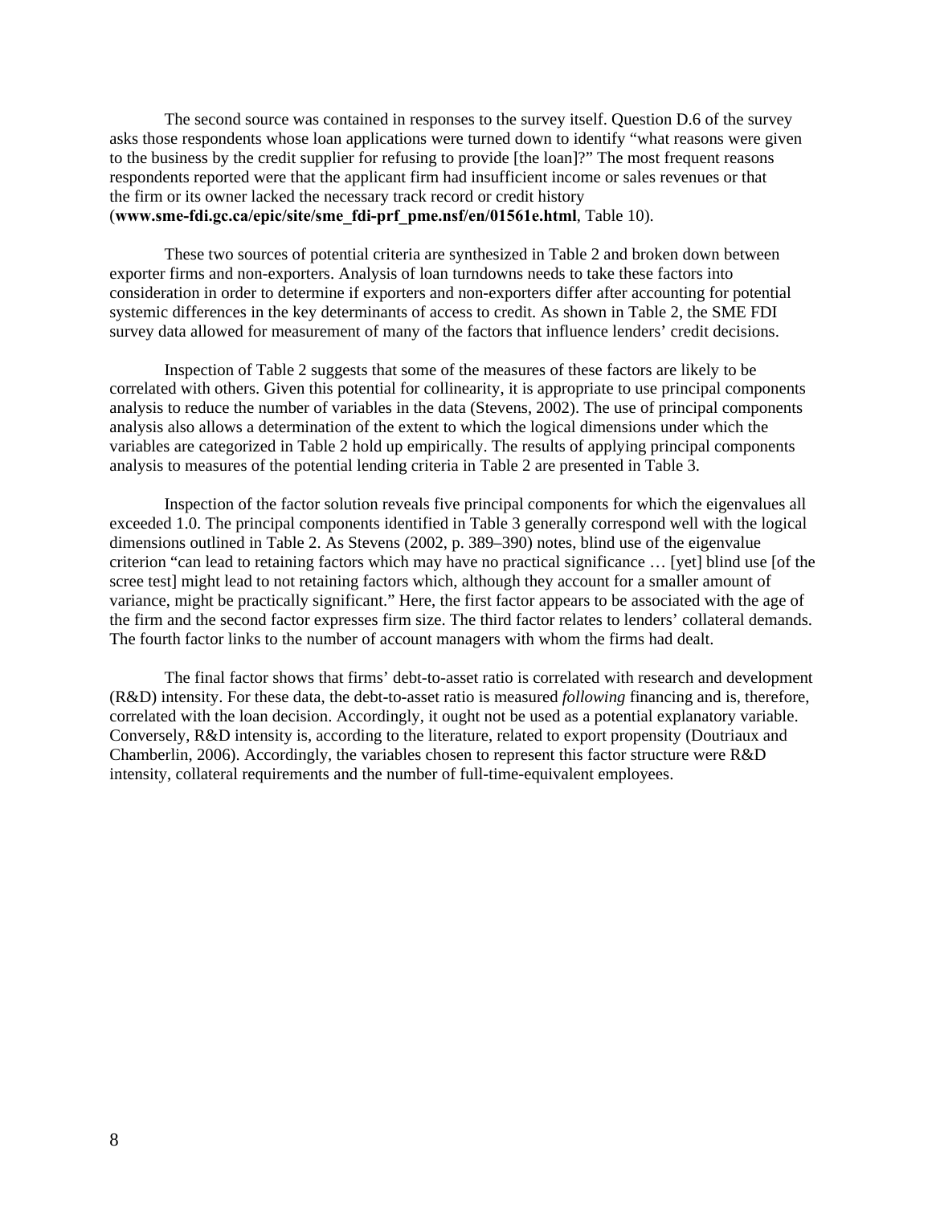The second source was contained in responses to the survey itself. Question D.6 of the survey asks those respondents whose loan applications were turned down to identify "what reasons were given to the business by the credit supplier for refusing to provide [the loan]?" The most frequent reasons respondents reported were that the applicant firm had insufficient income or sales revenues or that the firm or its owner lacked the necessary track record or credit history (**www.sme-fdi.gc.ca/epic/site/sme_fdi-prf_pme.nsf/en/01561e.html**, Table 10).

These two sources of potential criteria are synthesized in Table 2 and broken down between exporter firms and non-exporters. Analysis of loan turndowns needs to take these factors into consideration in order to determine if exporters and non-exporters differ after accounting for potential systemic differences in the key determinants of access to credit. As shown in Table 2, the SME FDI survey data allowed for measurement of many of the factors that influence lenders' credit decisions.

Inspection of Table 2 suggests that some of the measures of these factors are likely to be correlated with others. Given this potential for collinearity, it is appropriate to use principal components analysis to reduce the number of variables in the data (Stevens, 2002). The use of principal components analysis also allows a determination of the extent to which the logical dimensions under which the variables are categorized in Table 2 hold up empirically. The results of applying principal components analysis to measures of the potential lending criteria in Table 2 are presented in Table 3.

Inspection of the factor solution reveals five principal components for which the eigenvalues all exceeded 1.0. The principal components identified in Table 3 generally correspond well with the logical dimensions outlined in Table 2. As Stevens (2002, p. 389–390) notes, blind use of the eigenvalue criterion "can lead to retaining factors which may have no practical significance … [yet] blind use [of the scree test] might lead to not retaining factors which, although they account for a smaller amount of variance, might be practically significant." Here, the first factor appears to be associated with the age of the firm and the second factor expresses firm size. The third factor relates to lenders' collateral demands. The fourth factor links to the number of account managers with whom the firms had dealt.

The final factor shows that firms' debt-to-asset ratio is correlated with research and development (R&D) intensity. For these data, the debt-to-asset ratio is measured *following* financing and is, therefore, correlated with the loan decision. Accordingly, it ought not be used as a potential explanatory variable. Conversely, R&D intensity is, according to the literature, related to export propensity (Doutriaux and Chamberlin, 2006). Accordingly, the variables chosen to represent this factor structure were R&D intensity, collateral requirements and the number of full-time-equivalent employees.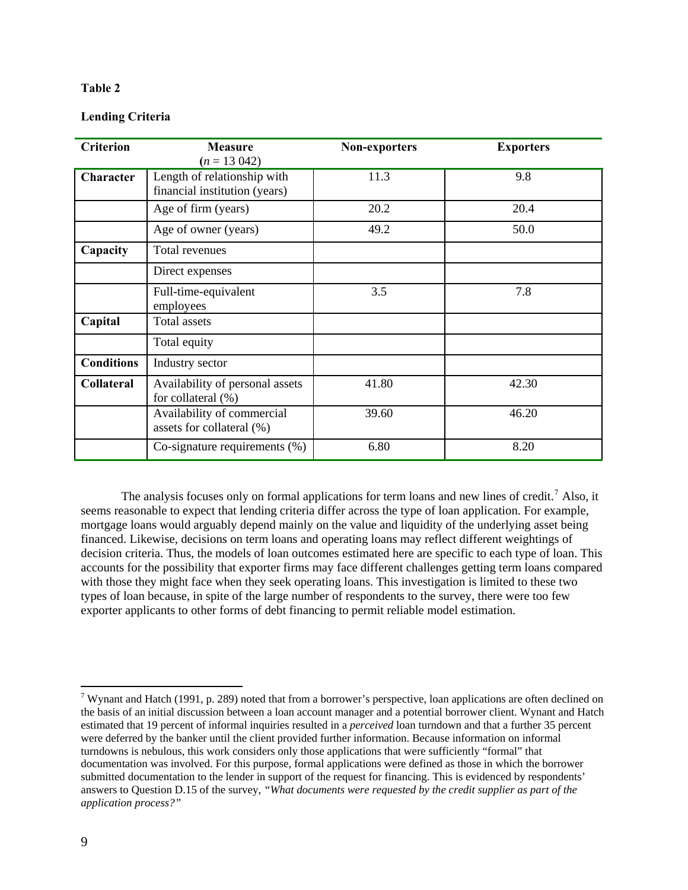**Table 2**

**Lending Criteria**

| Criterion | Measure ($n$ = 13 042) | Non-exporters | Exporters |
|---|---|---|---|
| **Character** | Length of relationship with financial institution (years) | 11.3 | 9.8 |
| | Age of firm (years) | 20.2 | 20.4 |
| | Age of owner (years) | 49.2 | 50.0 |
| **Capacity** | Total revenues | | |
| | Direct expenses | | |
| | Full-time-equivalent employees | 3.5 | 7.8 |
| **Capital** | Total assets | | |
| | Total equity | | |
| **Conditions** | Industry sector | | |
| **Collateral** | Availability of personal assets for collateral (%) | 41.80 | 42.30 |
| | Availability of commercial assets for collateral (%) | 39.60 | 46.20 |
| | Co-signature requirements (%) | 6.80 | 8.20 |

The analysis focuses only on formal applications for term loans and new lines of credit.[7] Also, it seems reasonable to expect that lending criteria differ across the type of loan application. For example, mortgage loans would arguably depend mainly on the value and liquidity of the underlying asset being financed. Likewise, decisions on term loans and operating loans may reflect different weightings of decision criteria. Thus, the models of loan outcomes estimated here are specific to each type of loan. This accounts for the possibility that exporter firms may face different challenges getting term loans compared with those they might face when they seek operating loans. This investigation is limited to these two types of loan because, in spite of the large number of respondents to the survey, there were too few exporter applicants to other forms of debt financing to permit reliable model estimation.

---

[7] Wynant and Hatch (1991, p. 289) noted that from a borrower's perspective, loan applications are often declined on the basis of an initial discussion between a loan account manager and a potential borrower client. Wynant and Hatch estimated that 19 percent of informal inquiries resulted in a *perceived* loan turndown and that a further 35 percent were deferred by the banker until the client provided further information. Because information on informal turndowns is nebulous, this work considers only those applications that were sufficiently "formal" that documentation was involved. For this purpose, formal applications were defined as those in which the borrower submitted documentation to the lender in support of the request for financing. This is evidenced by respondents' answers to Question D.15 of the survey, *"What documents were requested by the credit supplier as part of the application process?"*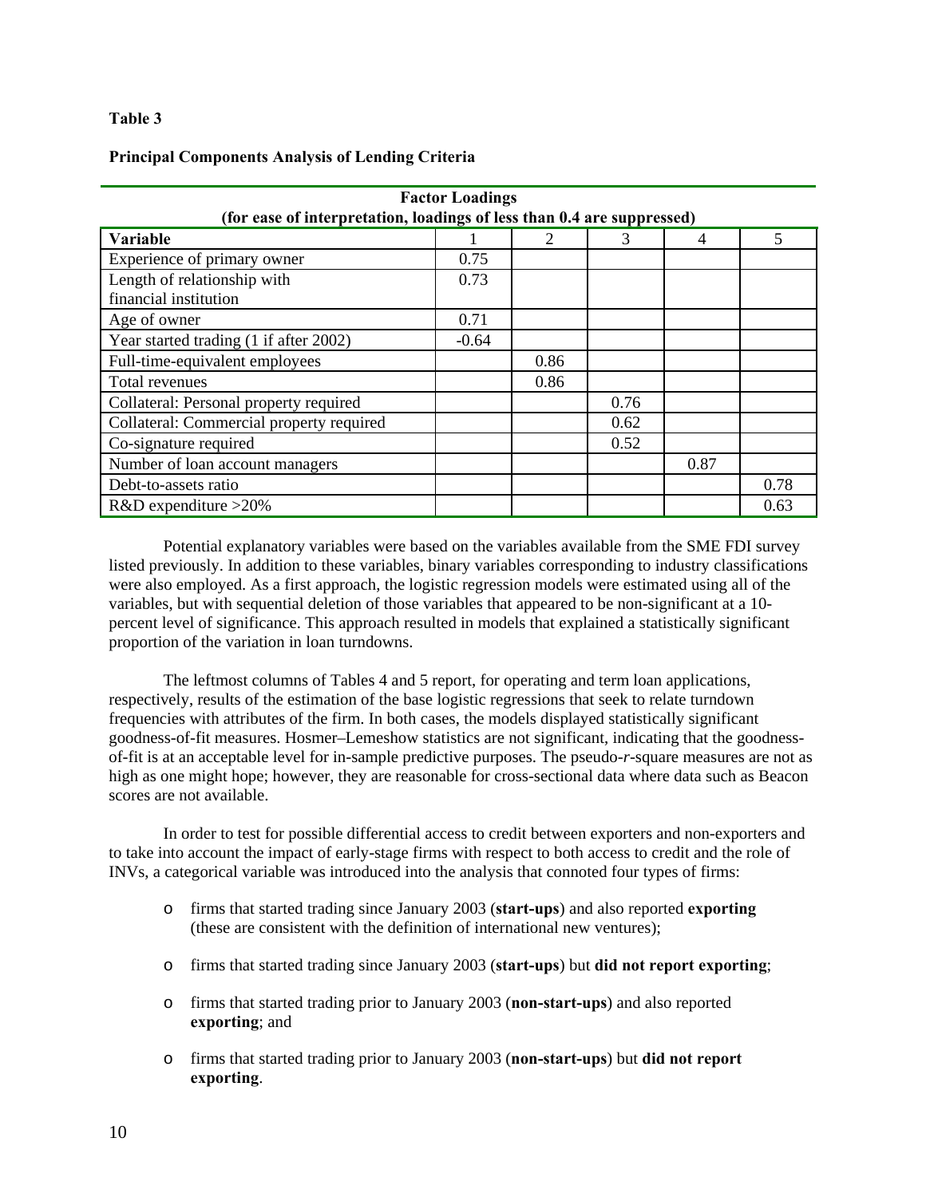**Table 3**

**Principal Components Analysis of Lending Criteria**

| Factor Loadings (for ease of interpretation, loadings of less than 0.4 are suppressed) | | | | | |
|---|---|---|---|---|---|
| **Variable** | 1 | 2 | 3 | 4 | 5 |
| Experience of primary owner | 0.75 | | | | |
| Length of relationship with financial institution | 0.73 | | | | |
| Age of owner | 0.71 | | | | |
| Year started trading (1 if after 2002) | -0.64 | | | | |
| Full-time-equivalent employees | | 0.86 | | | |
| Total revenues | | 0.86 | | | |
| Collateral: Personal property required | | | 0.76 | | |
| Collateral: Commercial property required | | | 0.62 | | |
| Co-signature required | | | 0.52 | | |
| Number of loan account managers | | | | 0.87 | |
| Debt-to-assets ratio | | | | | 0.78 |
| R&D expenditure >20% | | | | | 0.63 |

Potential explanatory variables were based on the variables available from the SME FDI survey listed previously. In addition to these variables, binary variables corresponding to industry classifications were also employed. As a first approach, the logistic regression models were estimated using all of the variables, but with sequential deletion of those variables that appeared to be non-significant at a 10-percent level of significance. This approach resulted in models that explained a statistically significant proportion of the variation in loan turndowns.

The leftmost columns of Tables 4 and 5 report, for operating and term loan applications, respectively, results of the estimation of the base logistic regressions that seek to relate turndown frequencies with attributes of the firm. In both cases, the models displayed statistically significant goodness-of-fit measures. Hosmer–Lemeshow statistics are not significant, indicating that the goodness-of-fit is at an acceptable level for in-sample predictive purposes. The pseudo-*r*-square measures are not as high as one might hope; however, they are reasonable for cross-sectional data where data such as Beacon scores are not available.

In order to test for possible differential access to credit between exporters and non-exporters and to take into account the impact of early-stage firms with respect to both access to credit and the role of INVs, a categorical variable was introduced into the analysis that connoted four types of firms:

- firms that started trading since January 2003 (**start-ups**) and also reported **exporting** (these are consistent with the definition of international new ventures);
- firms that started trading since January 2003 (**start-ups**) but **did not report exporting**;
- firms that started trading prior to January 2003 (**non-start-ups**) and also reported **exporting**; and
- firms that started trading prior to January 2003 (**non-start-ups**) but **did not report exporting**.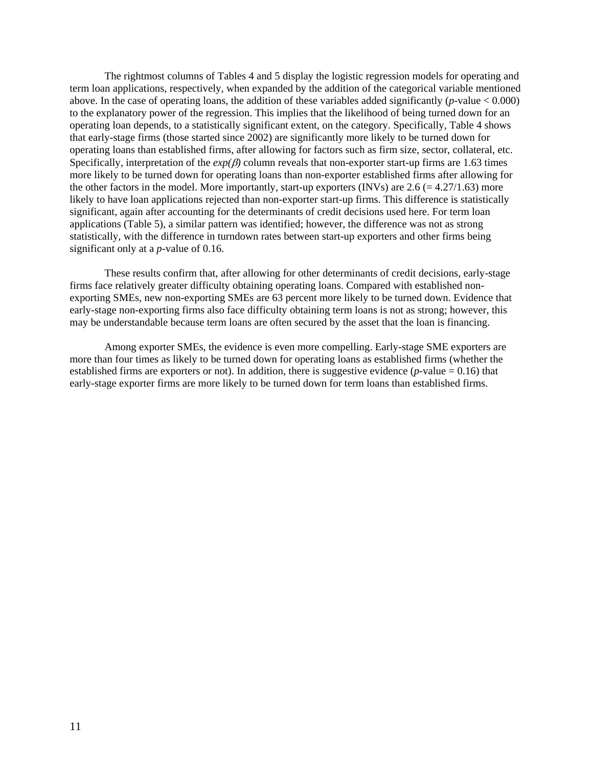The rightmost columns of Tables 4 and 5 display the logistic regression models for operating and term loan applications, respectively, when expanded by the addition of the categorical variable mentioned above. In the case of operating loans, the addition of these variables added significantly ($p$-value < 0.000) to the explanatory power of the regression. This implies that the likelihood of being turned down for an operating loan depends, to a statistically significant extent, on the category. Specifically, Table 4 shows that early-stage firms (those started since 2002) are significantly more likely to be turned down for operating loans than established firms, after allowing for factors such as firm size, sector, collateral, etc. Specifically, interpretation of the $exp(\beta)$ column reveals that non-exporter start-up firms are 1.63 times more likely to be turned down for operating loans than non-exporter established firms after allowing for the other factors in the model. More importantly, start-up exporters (INVs) are 2.6 (= 4.27/1.63) more likely to have loan applications rejected than non-exporter start-up firms. This difference is statistically significant, again after accounting for the determinants of credit decisions used here. For term loan applications (Table 5), a similar pattern was identified; however, the difference was not as strong statistically, with the difference in turndown rates between start-up exporters and other firms being significant only at a $p$-value of 0.16.

These results confirm that, after allowing for other determinants of credit decisions, early-stage firms face relatively greater difficulty obtaining operating loans. Compared with established non-exporting SMEs, new non-exporting SMEs are 63 percent more likely to be turned down. Evidence that early-stage non-exporting firms also face difficulty obtaining term loans is not as strong; however, this may be understandable because term loans are often secured by the asset that the loan is financing.

Among exporter SMEs, the evidence is even more compelling. Early-stage SME exporters are more than four times as likely to be turned down for operating loans as established firms (whether the established firms are exporters or not). In addition, there is suggestive evidence ($p$-value = 0.16) that early-stage exporter firms are more likely to be turned down for term loans than established firms.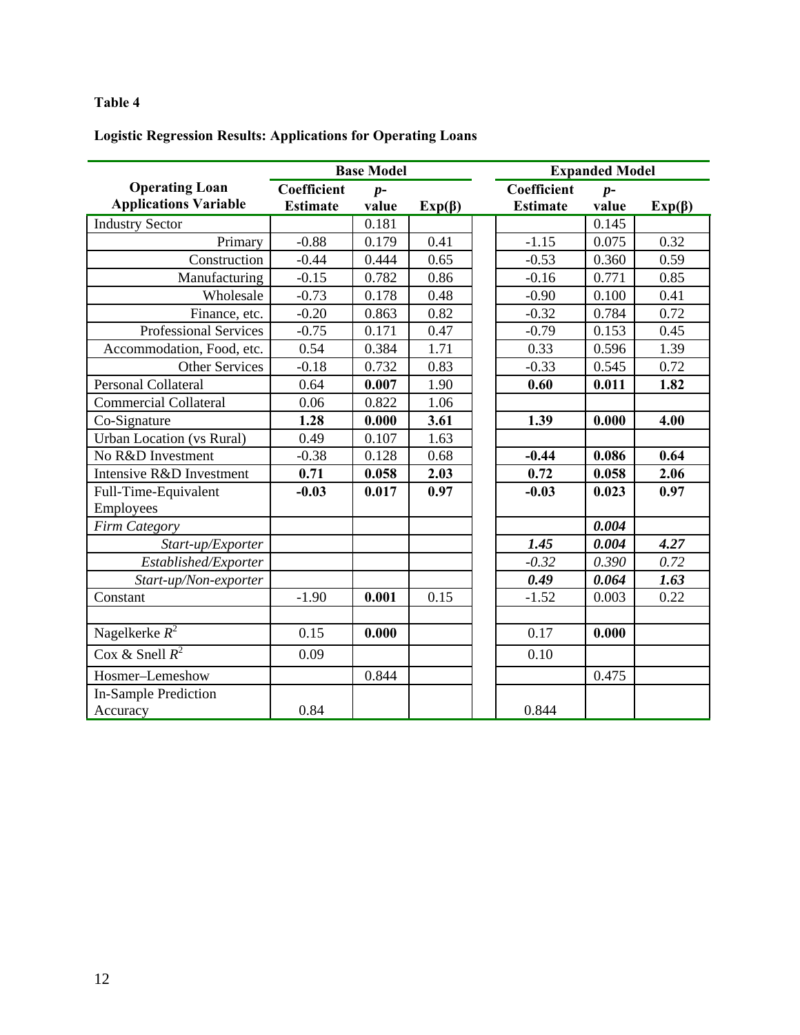**Table 4**

**Logistic Regression Results: Applications for Operating Loans**

| Operating Loan Applications Variable | Base Model | | | Expanded Model | | |
|---|---|---|---|---|---|---|
| | **Coefficient Estimate** | ***p*-value** | **Exp(β)** | **Coefficient Estimate** | ***p*-value** | **Exp(β)** |
| Industry Sector | | 0.181 | | | 0.145 | |
| Primary | -0.88 | 0.179 | 0.41 | -1.15 | 0.075 | 0.32 |
| Construction | -0.44 | 0.444 | 0.65 | -0.53 | 0.360 | 0.59 |
| Manufacturing | -0.15 | 0.782 | 0.86 | -0.16 | 0.771 | 0.85 |
| Wholesale | -0.73 | 0.178 | 0.48 | -0.90 | 0.100 | 0.41 |
| Finance, etc. | -0.20 | 0.863 | 0.82 | -0.32 | 0.784 | 0.72 |
| Professional Services | -0.75 | 0.171 | 0.47 | -0.79 | 0.153 | 0.45 |
| Accommodation, Food, etc. | 0.54 | 0.384 | 1.71 | 0.33 | 0.596 | 1.39 |
| Other Services | -0.18 | 0.732 | 0.83 | -0.33 | 0.545 | 0.72 |
| Personal Collateral | 0.64 | **0.007** | 1.90 | **0.60** | **0.011** | **1.82** |
| Commercial Collateral | 0.06 | 0.822 | 1.06 | | | |
| Co-Signature | **1.28** | **0.000** | **3.61** | **1.39** | **0.000** | **4.00** |
| Urban Location (vs Rural) | 0.49 | 0.107 | 1.63 | | | |
| No R&D Investment | -0.38 | 0.128 | 0.68 | **-0.44** | **0.086** | **0.64** |
| Intensive R&D Investment | **0.71** | **0.058** | **2.03** | **0.72** | **0.058** | **2.06** |
| Full-Time-Equivalent Employees | **-0.03** | **0.017** | **0.97** | **-0.03** | **0.023** | **0.97** |
| *Firm Category* | | | | | ***0.004*** | |
| *Start-up/Exporter* | | | | ***1.45*** | ***0.004*** | ***4.27*** |
| *Established/Exporter* | | | | *-0.32* | *0.390* | *0.72* |
| *Start-up/Non-exporter* | | | | ***0.49*** | ***0.064*** | ***1.63*** |
| Constant | -1.90 | **0.001** | 0.15 | -1.52 | 0.003 | 0.22 |
| | | | | | | |
| Nagelkerke $R^2$ | 0.15 | **0.000** | | 0.17 | **0.000** | |
| Cox & Snell $R^2$ | 0.09 | | | 0.10 | | |
| Hosmer–Lemeshow | | 0.844 | | | 0.475 | |
| In-Sample Prediction Accuracy | 0.84 | | | 0.844 | | |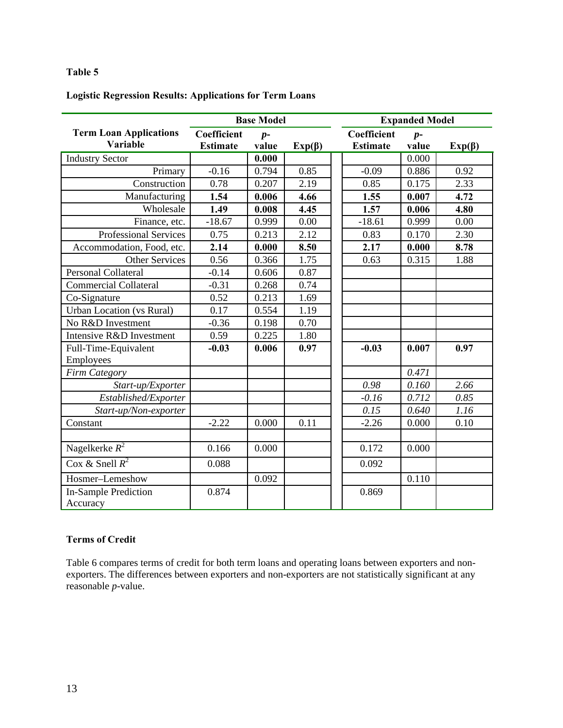**Table 5**

**Logistic Regression Results: Applications for Term Loans**

| Term Loan Applications Variable | Base Model | | | Expanded Model | | |
|---|---|---|---|---|---|---|
| | **Coefficient Estimate** | ***p*-value** | **Exp(β)** | **Coefficient Estimate** | ***p*-value** | **Exp(β)** |
| Industry Sector | | **0.000** | | | 0.000 | |
| Primary | -0.16 | 0.794 | 0.85 | -0.09 | 0.886 | 0.92 |
| Construction | 0.78 | 0.207 | 2.19 | 0.85 | 0.175 | 2.33 |
| Manufacturing | **1.54** | **0.006** | **4.66** | **1.55** | **0.007** | **4.72** |
| Wholesale | **1.49** | **0.008** | **4.45** | **1.57** | **0.006** | **4.80** |
| Finance, etc. | -18.67 | 0.999 | 0.00 | -18.61 | 0.999 | 0.00 |
| Professional Services | 0.75 | 0.213 | 2.12 | 0.83 | 0.170 | 2.30 |
| Accommodation, Food, etc. | **2.14** | **0.000** | **8.50** | **2.17** | **0.000** | **8.78** |
| Other Services | 0.56 | 0.366 | 1.75 | 0.63 | 0.315 | 1.88 |
| Personal Collateral | -0.14 | 0.606 | 0.87 | | | |
| Commercial Collateral | -0.31 | 0.268 | 0.74 | | | |
| Co-Signature | 0.52 | 0.213 | 1.69 | | | |
| Urban Location (vs Rural) | 0.17 | 0.554 | 1.19 | | | |
| No R&D Investment | -0.36 | 0.198 | 0.70 | | | |
| Intensive R&D Investment | 0.59 | 0.225 | 1.80 | | | |
| Full-Time-Equivalent Employees | **-0.03** | **0.006** | **0.97** | **-0.03** | **0.007** | **0.97** |
| *Firm Category* | | | | | *0.471* | |
| *Start-up/Exporter* | | | | *0.98* | *0.160* | *2.66* |
| *Established/Exporter* | | | | *-0.16* | *0.712* | *0.85* |
| *Start-up/Non-exporter* | | | | *0.15* | *0.640* | *1.16* |
| Constant | -2.22 | 0.000 | 0.11 | -2.26 | 0.000 | 0.10 |
| | | | | | | |
| Nagelkerke $R^2$ | 0.166 | 0.000 | | 0.172 | 0.000 | |
| Cox & Snell $R^2$ | 0.088 | | | 0.092 | | |
| Hosmer–Lemeshow | | 0.092 | | | 0.110 | |
| In-Sample Prediction Accuracy | 0.874 | | | 0.869 | | |

**Terms of Credit**

Table 6 compares terms of credit for both term loans and operating loans between exporters and non-exporters. The differences between exporters and non-exporters are not statistically significant at any reasonable *p*-value.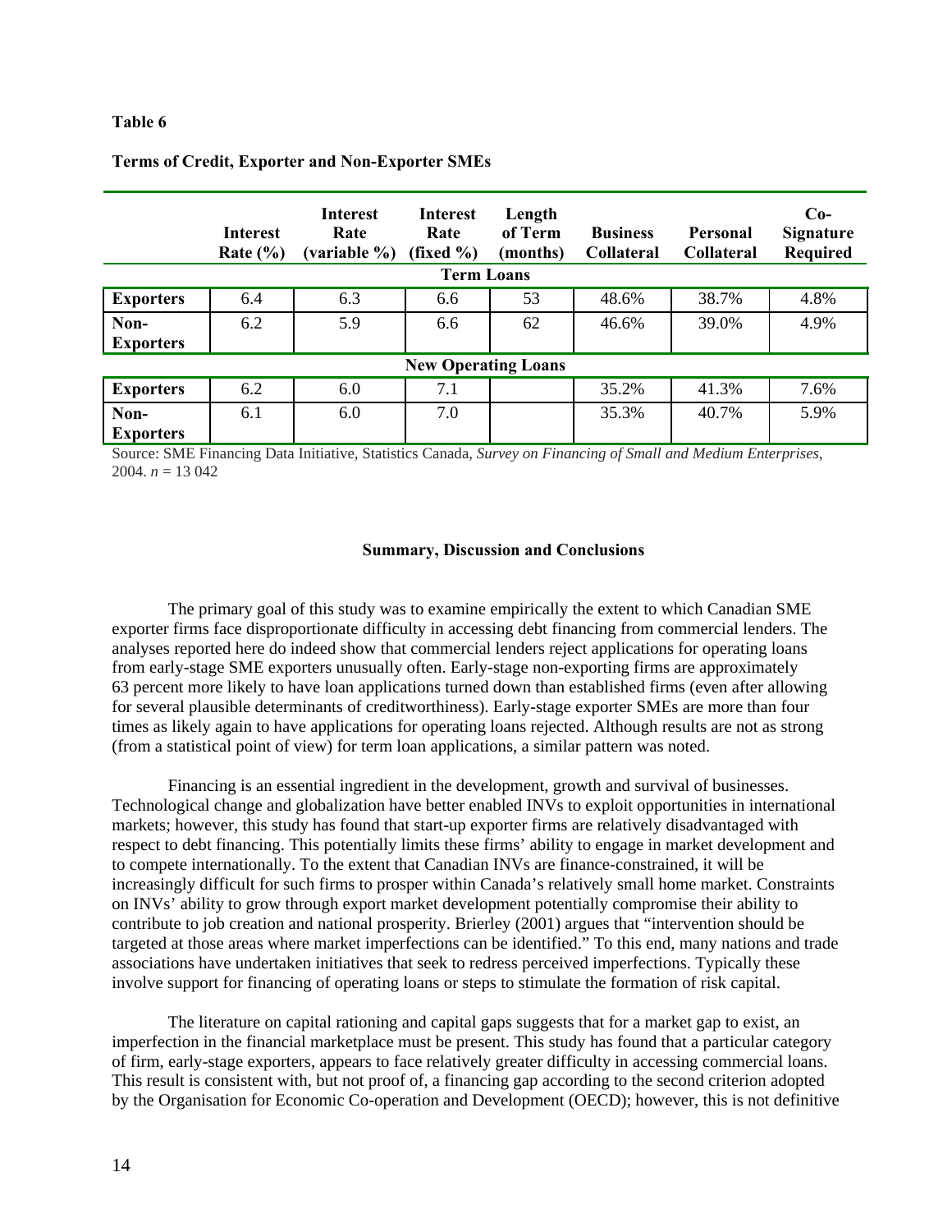**Table 6**

**Terms of Credit, Exporter and Non-Exporter SMEs**

| | Interest Rate (%) | Interest Rate (variable %) | Interest Rate (fixed %) | Length of Term (months) | Business Collateral | Personal Collateral | Co-Signature Required |
|---|---|---|---|---|---|---|---|
| **Term Loans** | | | | | | | |
| **Exporters** | 6.4 | 6.3 | 6.6 | 53 | 48.6% | 38.7% | 4.8% |
| **Non-Exporters** | 6.2 | 5.9 | 6.6 | 62 | 46.6% | 39.0% | 4.9% |
| **New Operating Loans** | | | | | | | |
| **Exporters** | 6.2 | 6.0 | 7.1 | | 35.2% | 41.3% | 7.6% |
| **Non-Exporters** | 6.1 | 6.0 | 7.0 | | 35.3% | 40.7% | 5.9% |

Source: SME Financing Data Initiative, Statistics Canada, *Survey on Financing of Small and Medium Enterprises*, 2004. $n$ = 13 042

## Summary, Discussion and Conclusions

The primary goal of this study was to examine empirically the extent to which Canadian SME exporter firms face disproportionate difficulty in accessing debt financing from commercial lenders. The analyses reported here do indeed show that commercial lenders reject applications for operating loans from early-stage SME exporters unusually often. Early-stage non-exporting firms are approximately 63 percent more likely to have loan applications turned down than established firms (even after allowing for several plausible determinants of creditworthiness). Early-stage exporter SMEs are more than four times as likely again to have applications for operating loans rejected. Although results are not as strong (from a statistical point of view) for term loan applications, a similar pattern was noted.

Financing is an essential ingredient in the development, growth and survival of businesses. Technological change and globalization have better enabled INVs to exploit opportunities in international markets; however, this study has found that start-up exporter firms are relatively disadvantaged with respect to debt financing. This potentially limits these firms' ability to engage in market development and to compete internationally. To the extent that Canadian INVs are finance-constrained, it will be increasingly difficult for such firms to prosper within Canada's relatively small home market. Constraints on INVs' ability to grow through export market development potentially compromise their ability to contribute to job creation and national prosperity. Brierley (2001) argues that "intervention should be targeted at those areas where market imperfections can be identified." To this end, many nations and trade associations have undertaken initiatives that seek to redress perceived imperfections. Typically these involve support for financing of operating loans or steps to stimulate the formation of risk capital.

The literature on capital rationing and capital gaps suggests that for a market gap to exist, an imperfection in the financial marketplace must be present. This study has found that a particular category of firm, early-stage exporters, appears to face relatively greater difficulty in accessing commercial loans. This result is consistent with, but not proof of, a financing gap according to the second criterion adopted by the Organisation for Economic Co-operation and Development (OECD); however, this is not definitive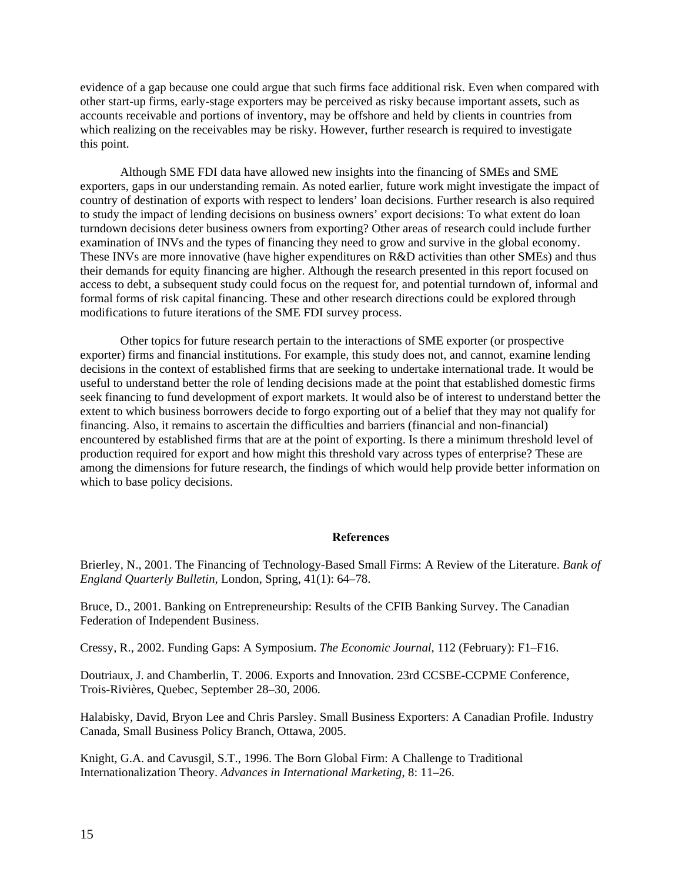evidence of a gap because one could argue that such firms face additional risk. Even when compared with other start-up firms, early-stage exporters may be perceived as risky because important assets, such as accounts receivable and portions of inventory, may be offshore and held by clients in countries from which realizing on the receivables may be risky. However, further research is required to investigate this point.

Although SME FDI data have allowed new insights into the financing of SMEs and SME exporters, gaps in our understanding remain. As noted earlier, future work might investigate the impact of country of destination of exports with respect to lenders' loan decisions. Further research is also required to study the impact of lending decisions on business owners' export decisions: To what extent do loan turndown decisions deter business owners from exporting? Other areas of research could include further examination of INVs and the types of financing they need to grow and survive in the global economy. These INVs are more innovative (have higher expenditures on R&D activities than other SMEs) and thus their demands for equity financing are higher. Although the research presented in this report focused on access to debt, a subsequent study could focus on the request for, and potential turndown of, informal and formal forms of risk capital financing. These and other research directions could be explored through modifications to future iterations of the SME FDI survey process.

Other topics for future research pertain to the interactions of SME exporter (or prospective exporter) firms and financial institutions. For example, this study does not, and cannot, examine lending decisions in the context of established firms that are seeking to undertake international trade. It would be useful to understand better the role of lending decisions made at the point that established domestic firms seek financing to fund development of export markets. It would also be of interest to understand better the extent to which business borrowers decide to forgo exporting out of a belief that they may not qualify for financing. Also, it remains to ascertain the difficulties and barriers (financial and non-financial) encountered by established firms that are at the point of exporting. Is there a minimum threshold level of production required for export and how might this threshold vary across types of enterprise? These are among the dimensions for future research, the findings of which would help provide better information on which to base policy decisions.

## References

Brierley, N., 2001. The Financing of Technology-Based Small Firms: A Review of the Literature. *Bank of England Quarterly Bulletin*, London, Spring, 41(1): 64–78.

Bruce, D., 2001. Banking on Entrepreneurship: Results of the CFIB Banking Survey. The Canadian Federation of Independent Business.

Cressy, R., 2002. Funding Gaps: A Symposium. *The Economic Journal*, 112 (February): F1–F16.

Doutriaux, J. and Chamberlin, T. 2006. Exports and Innovation. 23rd CCSBE-CCPME Conference, Trois-Rivières, Quebec, September 28–30, 2006.

Halabisky, David, Bryon Lee and Chris Parsley. Small Business Exporters: A Canadian Profile. Industry Canada, Small Business Policy Branch, Ottawa, 2005.

Knight, G.A. and Cavusgil, S.T., 1996. The Born Global Firm: A Challenge to Traditional Internationalization Theory. *Advances in International Marketing*, 8: 11–26.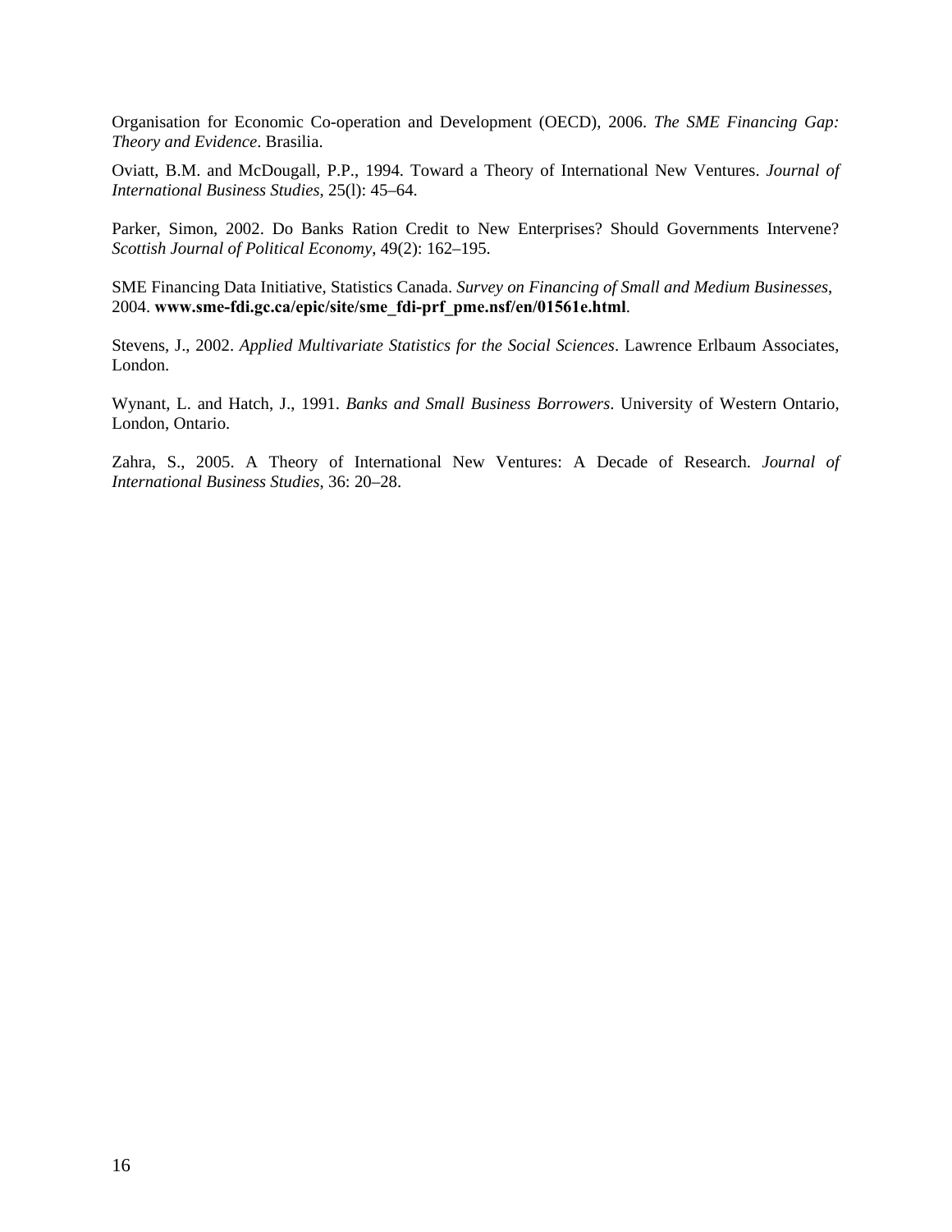Organisation for Economic Co-operation and Development (OECD), 2006. *The SME Financing Gap: Theory and Evidence*. Brasilia.

Oviatt, B.M. and McDougall, P.P., 1994. Toward a Theory of International New Ventures. *Journal of International Business Studies*, 25(l): 45–64.

Parker, Simon, 2002. Do Banks Ration Credit to New Enterprises? Should Governments Intervene? *Scottish Journal of Political Economy*, 49(2): 162–195.

SME Financing Data Initiative, Statistics Canada. *Survey on Financing of Small and Medium Businesses*, 2004. **www.sme-fdi.gc.ca/epic/site/sme_fdi-prf_pme.nsf/en/01561e.html**.

Stevens, J., 2002. *Applied Multivariate Statistics for the Social Sciences*. Lawrence Erlbaum Associates, London.

Wynant, L. and Hatch, J., 1991. *Banks and Small Business Borrowers*. University of Western Ontario, London, Ontario.

Zahra, S., 2005. A Theory of International New Ventures: A Decade of Research. *Journal of International Business Studies*, 36: 20–28.